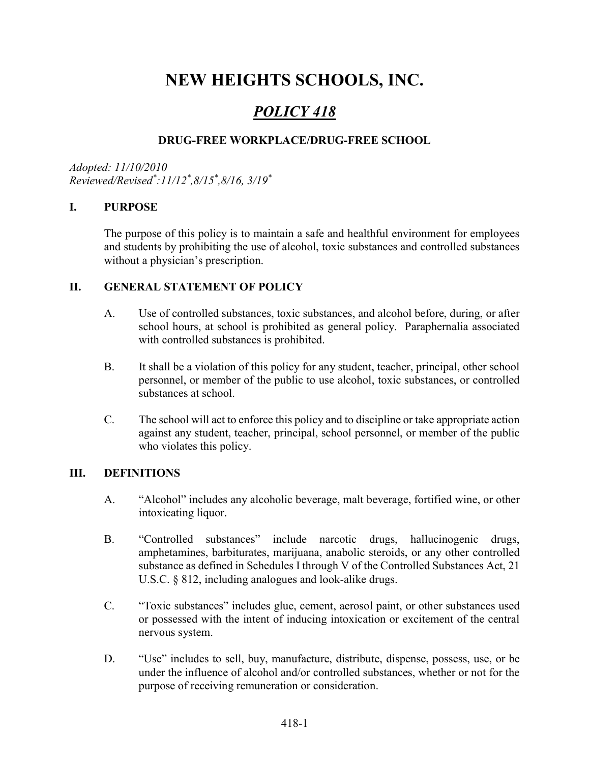# NEW HEIGHTS SCHOOLS, INC.

## ***POLICY 418***

### DRUG-FREE WORKPLACE/DRUG-FREE SCHOOL

*Adopted: 11/10/2010*
*Reviewed/Revised*:11/12*,8/15*,8/16, 3/19**

## I. PURPOSE

The purpose of this policy is to maintain a safe and healthful environment for employees and students by prohibiting the use of alcohol, toxic substances and controlled substances without a physician's prescription.

## II. GENERAL STATEMENT OF POLICY

A. Use of controlled substances, toxic substances, and alcohol before, during, or after school hours, at school is prohibited as general policy. Paraphernalia associated with controlled substances is prohibited.

B. It shall be a violation of this policy for any student, teacher, principal, other school personnel, or member of the public to use alcohol, toxic substances, or controlled substances at school.

C. The school will act to enforce this policy and to discipline or take appropriate action against any student, teacher, principal, school personnel, or member of the public who violates this policy.

## III. DEFINITIONS

A. "Alcohol" includes any alcoholic beverage, malt beverage, fortified wine, or other intoxicating liquor.

B. "Controlled substances" include narcotic drugs, hallucinogenic drugs, amphetamines, barbiturates, marijuana, anabolic steroids, or any other controlled substance as defined in Schedules I through V of the Controlled Substances Act, 21 U.S.C. § 812, including analogues and look-alike drugs.

C. "Toxic substances" includes glue, cement, aerosol paint, or other substances used or possessed with the intent of inducing intoxication or excitement of the central nervous system.

D. "Use" includes to sell, buy, manufacture, distribute, dispense, possess, use, or be under the influence of alcohol and/or controlled substances, whether or not for the purpose of receiving remuneration or consideration.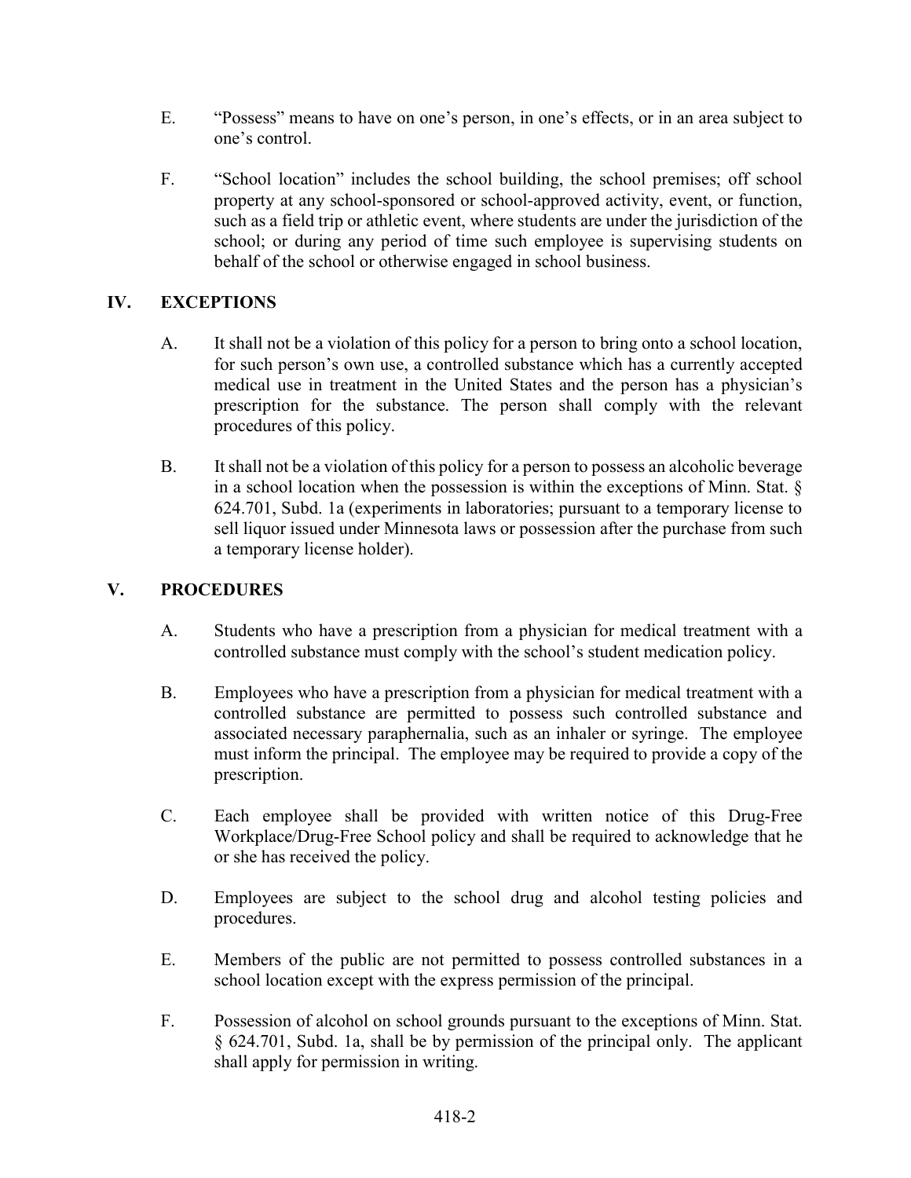E. "Possess" means to have on one's person, in one's effects, or in an area subject to one's control.

F. "School location" includes the school building, the school premises; off school property at any school-sponsored or school-approved activity, event, or function, such as a field trip or athletic event, where students are under the jurisdiction of the school; or during any period of time such employee is supervising students on behalf of the school or otherwise engaged in school business.

## IV. EXCEPTIONS

A. It shall not be a violation of this policy for a person to bring onto a school location, for such person's own use, a controlled substance which has a currently accepted medical use in treatment in the United States and the person has a physician's prescription for the substance. The person shall comply with the relevant procedures of this policy.

B. It shall not be a violation of this policy for a person to possess an alcoholic beverage in a school location when the possession is within the exceptions of Minn. Stat. § 624.701, Subd. 1a (experiments in laboratories; pursuant to a temporary license to sell liquor issued under Minnesota laws or possession after the purchase from such a temporary license holder).

## V. PROCEDURES

A. Students who have a prescription from a physician for medical treatment with a controlled substance must comply with the school's student medication policy.

B. Employees who have a prescription from a physician for medical treatment with a controlled substance are permitted to possess such controlled substance and associated necessary paraphernalia, such as an inhaler or syringe. The employee must inform the principal. The employee may be required to provide a copy of the prescription.

C. Each employee shall be provided with written notice of this Drug-Free Workplace/Drug-Free School policy and shall be required to acknowledge that he or she has received the policy.

D. Employees are subject to the school drug and alcohol testing policies and procedures.

E. Members of the public are not permitted to possess controlled substances in a school location except with the express permission of the principal.

F. Possession of alcohol on school grounds pursuant to the exceptions of Minn. Stat. § 624.701, Subd. 1a, shall be by permission of the principal only. The applicant shall apply for permission in writing.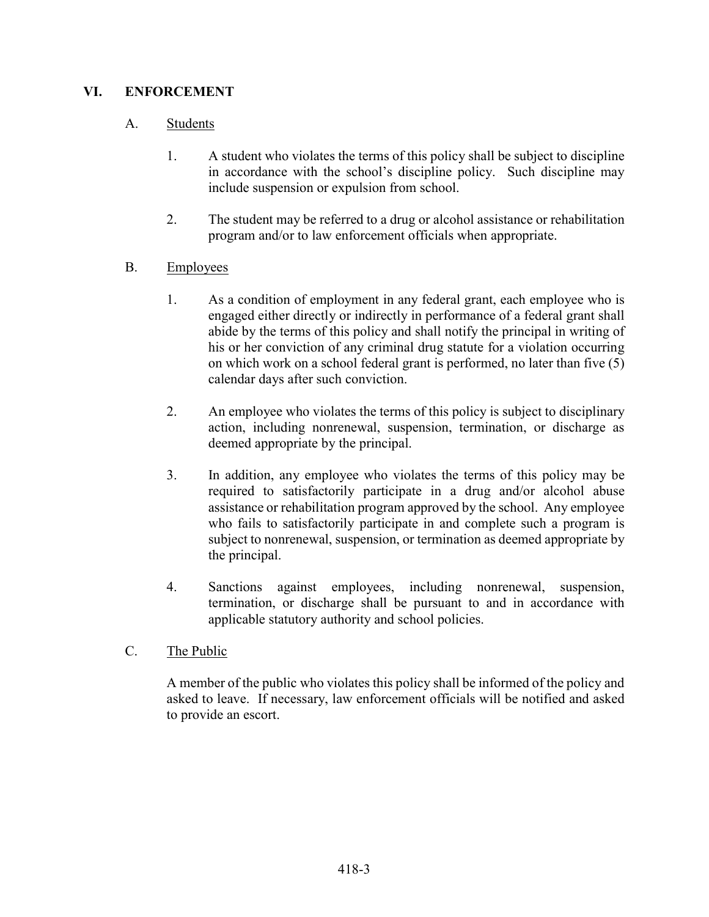## VI. ENFORCEMENT

### A. Students

1. A student who violates the terms of this policy shall be subject to discipline in accordance with the school's discipline policy. Such discipline may include suspension or expulsion from school.

2. The student may be referred to a drug or alcohol assistance or rehabilitation program and/or to law enforcement officials when appropriate.

### B. Employees

1. As a condition of employment in any federal grant, each employee who is engaged either directly or indirectly in performance of a federal grant shall abide by the terms of this policy and shall notify the principal in writing of his or her conviction of any criminal drug statute for a violation occurring on which work on a school federal grant is performed, no later than five (5) calendar days after such conviction.

2. An employee who violates the terms of this policy is subject to disciplinary action, including nonrenewal, suspension, termination, or discharge as deemed appropriate by the principal.

3. In addition, any employee who violates the terms of this policy may be required to satisfactorily participate in a drug and/or alcohol abuse assistance or rehabilitation program approved by the school. Any employee who fails to satisfactorily participate in and complete such a program is subject to nonrenewal, suspension, or termination as deemed appropriate by the principal.

4. Sanctions against employees, including nonrenewal, suspension, termination, or discharge shall be pursuant to and in accordance with applicable statutory authority and school policies.

### C. The Public

A member of the public who violates this policy shall be informed of the policy and asked to leave. If necessary, law enforcement officials will be notified and asked to provide an escort.